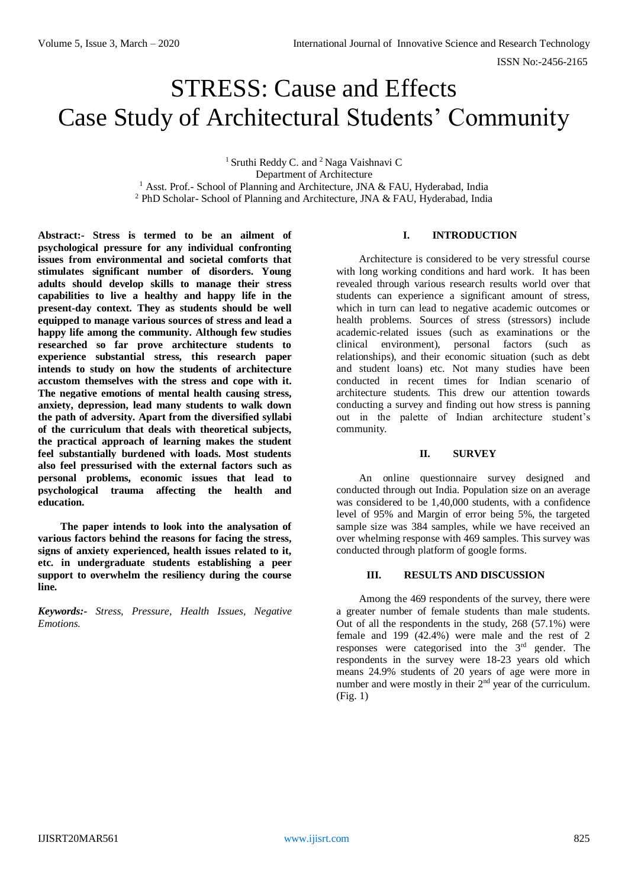# STRESS: Cause and Effects Case Study of Architectural Students' Community

[1] Sruthi Reddy C. and [2] Naga Vaishnavi C
Department of Architecture
[1] Asst. Prof.- School of Planning and Architecture, JNA & FAU, Hyderabad, India
[2] PhD Scholar- School of Planning and Architecture, JNA & FAU, Hyderabad, India

**Abstract:- Stress is termed to be an ailment of psychological pressure for any individual confronting issues from environmental and societal comforts that stimulates significant number of disorders. Young adults should develop skills to manage their stress capabilities to live a healthy and happy life in the present-day context. They as students should be well equipped to manage various sources of stress and lead a happy life among the community. Although few studies researched so far prove architecture students to experience substantial stress, this research paper intends to study on how the students of architecture accustom themselves with the stress and cope with it. The negative emotions of mental health causing stress, anxiety, depression, lead many students to walk down the path of adversity. Apart from the diversified syllabi of the curriculum that deals with theoretical subjects, the practical approach of learning makes the student feel substantially burdened with loads. Most students also feel pressurised with the external factors such as personal problems, economic issues that lead to psychological trauma affecting the health and education.**

**The paper intends to look into the analysation of various factors behind the reasons for facing the stress, signs of anxiety experienced, health issues related to it, etc. in undergraduate students establishing a peer support to overwhelm the resiliency during the course line.**

***Keywords:-*** *Stress, Pressure, Health Issues, Negative Emotions.*

## I. INTRODUCTION

Architecture is considered to be very stressful course with long working conditions and hard work. It has been revealed through various research results world over that students can experience a significant amount of stress, which in turn can lead to negative academic outcomes or health problems. Sources of stress (stressors) include academic-related issues (such as examinations or the clinical environment), personal factors (such as relationships), and their economic situation (such as debt and student loans) etc. Not many studies have been conducted in recent times for Indian scenario of architecture students. This drew our attention towards conducting a survey and finding out how stress is panning out in the palette of Indian architecture student's community.

## II. SURVEY

An online questionnaire survey designed and conducted through out India. Population size on an average was considered to be 1,40,000 students, with a confidence level of 95% and Margin of error being 5%, the targeted sample size was 384 samples, while we have received an over whelming response with 469 samples. This survey was conducted through platform of google forms.

## III. RESULTS AND DISCUSSION

Among the 469 respondents of the survey, there were a greater number of female students than male students. Out of all the respondents in the study, 268 (57.1%) were female and 199 (42.4%) were male and the rest of 2 responses were categorised into the 3rd gender. The respondents in the survey were 18-23 years old which means 24.9% students of 20 years of age were more in number and were mostly in their 2nd year of the curriculum. (Fig. 1)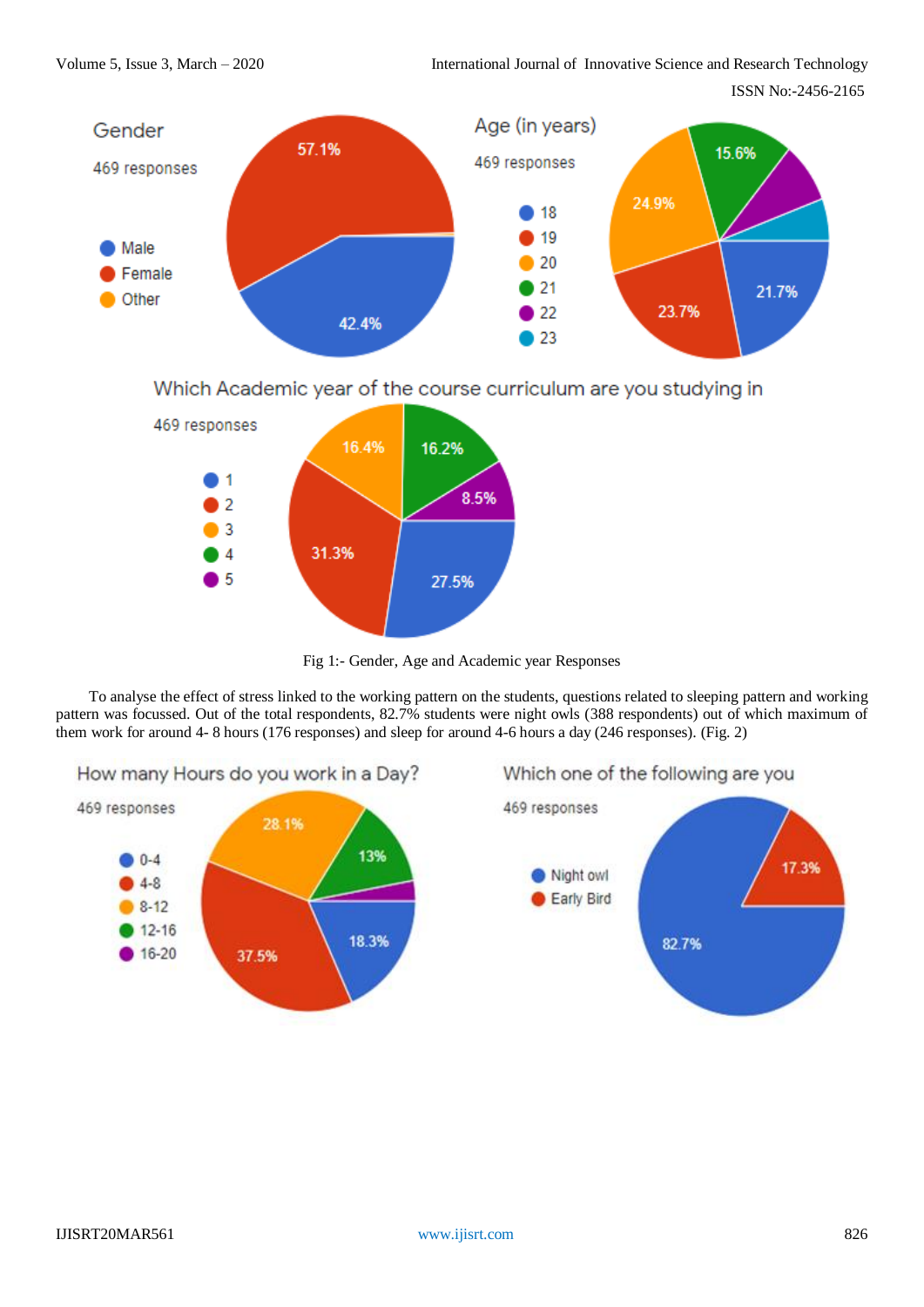Fig 1:- Gender, Age and Academic year Responses

To analyse the effect of stress linked to the working pattern on the students, questions related to sleeping pattern and working pattern was focussed. Out of the total respondents, 82.7% students were night owls (388 respondents) out of which maximum of them work for around 4- 8 hours (176 responses) and sleep for around 4-6 hours a day (246 responses). (Fig. 2)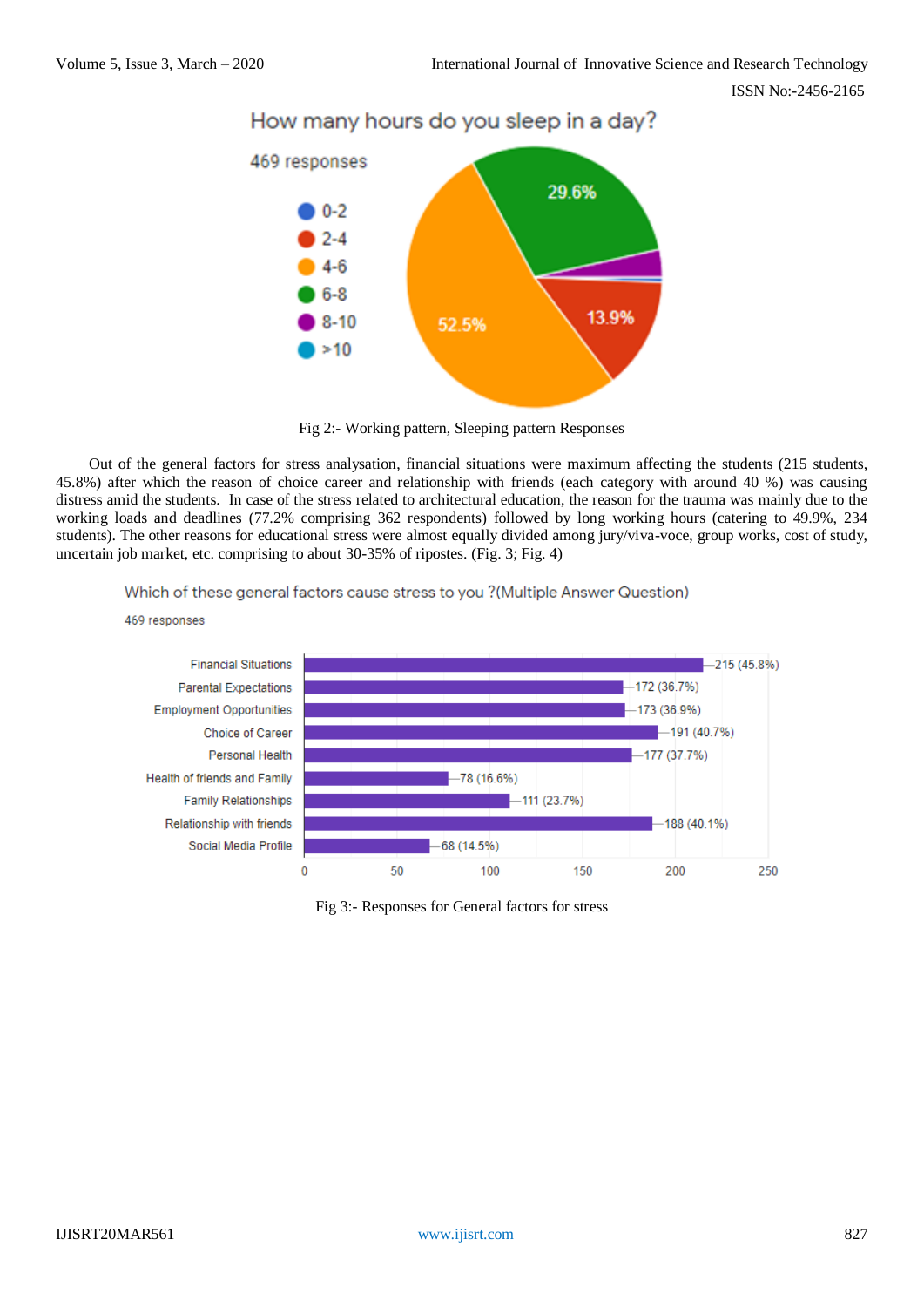How many hours do you sleep in a day?

469 responses

- 0-2
- 2-4
- 4-6
- 6-8
- 8-10
- >10

29.6%

13.9%

52.5%

Fig 2:- Working pattern, Sleeping pattern Responses

Out of the general factors for stress analysation, financial situations were maximum affecting the students (215 students, 45.8%) after which the reason of choice career and relationship with friends (each category with around 40 %) was causing distress amid the students. In case of the stress related to architectural education, the reason for the trauma was mainly due to the working loads and deadlines (77.2% comprising 362 respondents) followed by long working hours (catering to 49.9%, 234 students). The other reasons for educational stress were almost equally divided among jury/viva-voce, group works, cost of study, uncertain job market, etc. comprising to about 30-35% of ripostes. (Fig. 3; Fig. 4)

Which of these general factors cause stress to you ?(Multiple Answer Question)

469 responses

| Factor | Responses |
|---|---|
| Financial Situations | 215 (45.8%) |
| Parental Expectations | 172 (36.7%) |
| Employment Opportunities | 173 (36.9%) |
| Choice of Career | 191 (40.7%) |
| Personal Health | 177 (37.7%) |
| Health of friends and Family | 78 (16.6%) |
| Family Relationships | 111 (23.7%) |
| Relationship with friends | 188 (40.1%) |
| Social Media Profile | 68 (14.5%) |

Fig 3:- Responses for General factors for stress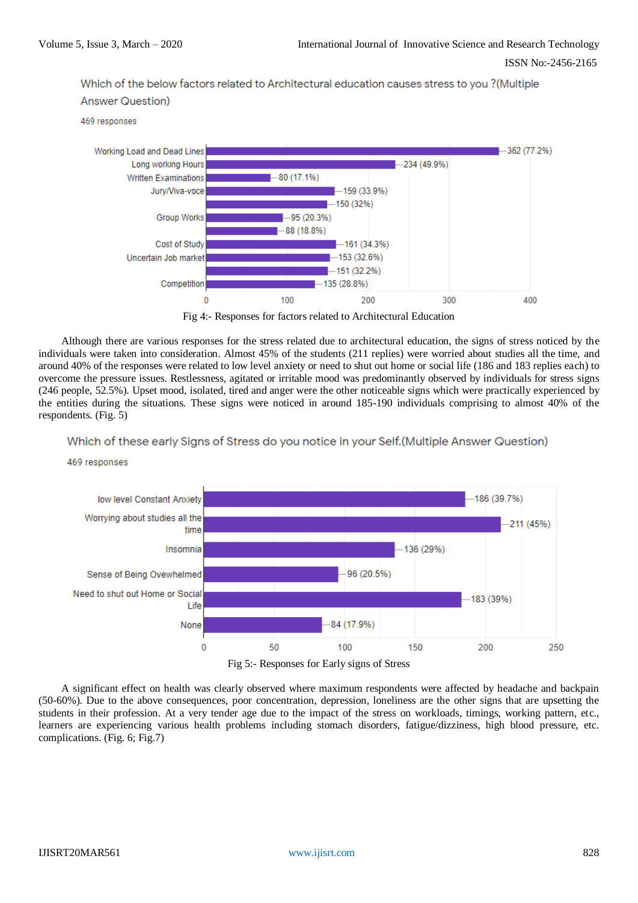Which of the below factors related to Architectural education causes stress to you ?(Multiple Answer Question)

469 responses

| Factor | Responses |
|---|---|
| Working Load and Dead Lines | 362 (77.2%) |
| Long working Hours | 234 (49.9%) |
| Written Examinations | 80 (17.1%) |
| Jury/Viva-voce | 159 (33.9%) |
| | 150 (32%) |
| Group Works | 95 (20.3%) |
| | 88 (18.8%) |
| Cost of Study | 161 (34.3%) |
| Uncertain Job market | 153 (32.6%) |
| | 151 (32.2%) |
| Competition | 135 (28.8%) |

Fig 4:- Responses for factors related to Architectural Education

Although there are various responses for the stress related due to architectural education, the signs of stress noticed by the individuals were taken into consideration. Almost 45% of the students (211 replies) were worried about studies all the time, and around 40% of the responses were related to low level anxiety or need to shut out home or social life (186 and 183 replies each) to overcome the pressure issues. Restlessness, agitated or irritable mood was predominantly observed by individuals for stress signs (246 people, 52.5%). Upset mood, isolated, tired and anger were the other noticeable signs which were practically experienced by the entities during the situations. These signs were noticed in around 185-190 individuals comprising to almost 40% of the respondents. (Fig. 5)

Which of these early Signs of Stress do you notice in your Self.(Multiple Answer Question)

469 responses

| Sign | Responses |
|---|---|
| low level Constant Anxiety | 186 (39.7%) |
| Worrying about studies all the time | 211 (45%) |
| Insomnia | 136 (29%) |
| Sense of Being Ovewhelmed | 96 (20.5%) |
| Need to shut out Home or Social Life | 183 (39%) |
| None | 84 (17.9%) |

Fig 5:- Responses for Early signs of Stress

A significant effect on health was clearly observed where maximum respondents were affected by headache and backpain (50-60%). Due to the above consequences, poor concentration, depression, loneliness are the other signs that are upsetting the students in their profession. At a very tender age due to the impact of the stress on workloads, timings, working pattern, etc., learners are experiencing various health problems including stomach disorders, fatigue/dizziness, high blood pressure, etc. complications. (Fig. 6; Fig.7)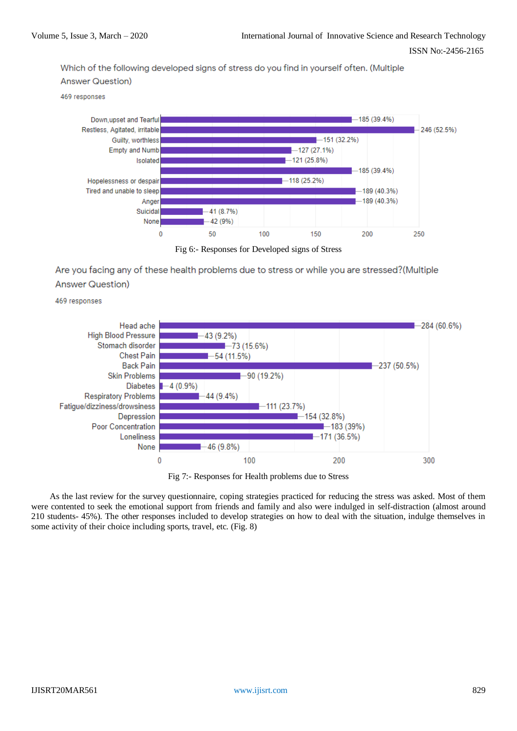Which of the following developed signs of stress do you find in yourself often. (Multiple Answer Question)

469 responses

| Sign | Responses |
|---|---|
| Down,upset and Tearful | 185 (39.4%) |
| Restless, Agitated, irritable | 246 (52.5%) |
| Guilty, worthless | 151 (32.2%) |
| Empty and Numb | 127 (27.1%) |
| Isolated | 121 (25.8%) |
| | 185 (39.4%) |
| Hopelessness or despair | 118 (25.2%) |
| Tired and unable to sleep | 189 (40.3%) |
| Anger | 189 (40.3%) |
| Suicidal | 41 (8.7%) |
| None | 42 (9%) |

Fig 6:- Responses for Developed signs of Stress

Are you facing any of these health problems due to stress or while you are stressed?(Multiple Answer Question)

469 responses

| Health problem | Responses |
|---|---|
| Head ache | 284 (60.6%) |
| High Blood Pressure | 43 (9.2%) |
| Stomach disorder | 73 (15.6%) |
| Chest Pain | 54 (11.5%) |
| Back Pain | 237 (50.5%) |
| Skin Problems | 90 (19.2%) |
| Diabetes | 4 (0.9%) |
| Respiratory Problems | 44 (9.4%) |
| Fatigue/dizziness/drowsiness | 111 (23.7%) |
| Depression | 154 (32.8%) |
| Poor Concentration | 183 (39%) |
| Loneliness | 171 (36.5%) |
| None | 46 (9.8%) |

Fig 7:- Responses for Health problems due to Stress

As the last review for the survey questionnaire, coping strategies practiced for reducing the stress was asked. Most of them were contented to seek the emotional support from friends and family and also were indulged in self-distraction (almost around 210 students- 45%). The other responses included to develop strategies on how to deal with the situation, indulge themselves in some activity of their choice including sports, travel, etc. (Fig. 8)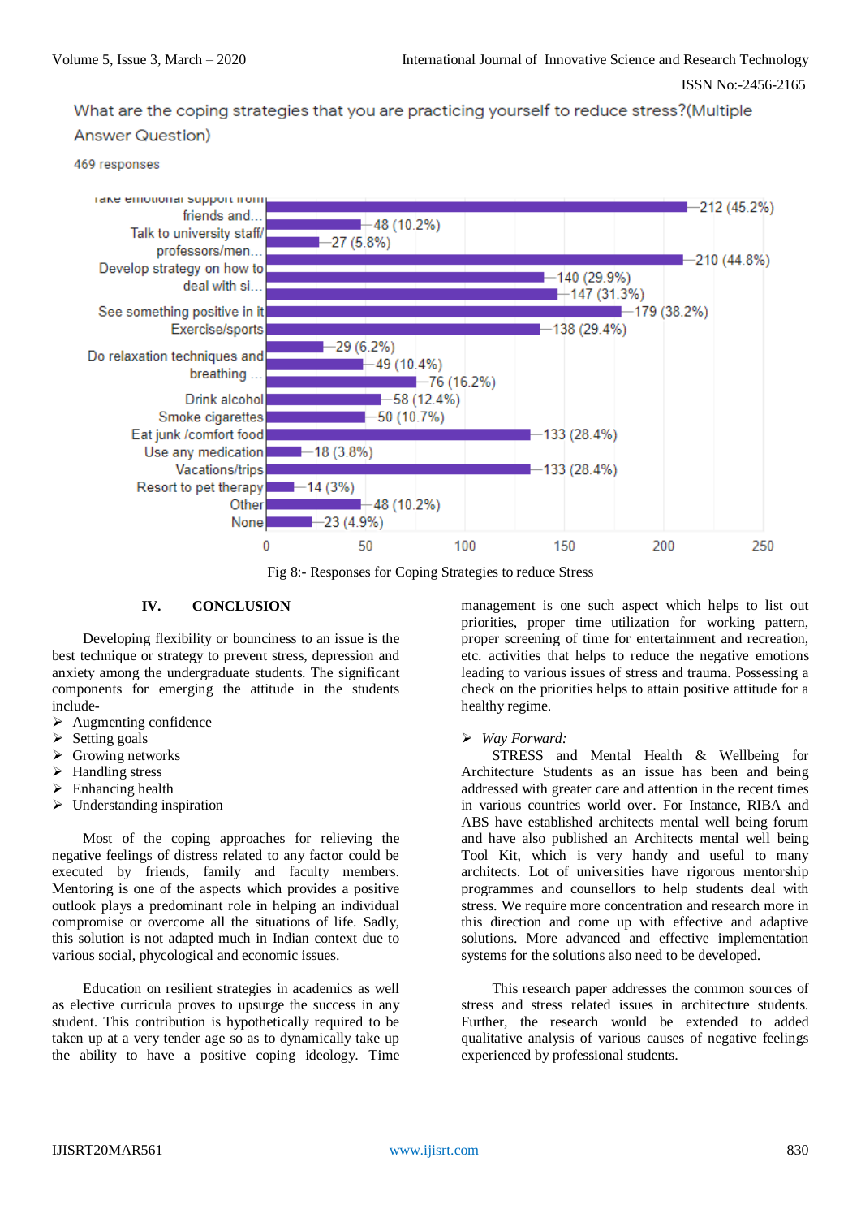What are the coping strategies that you are practicing yourself to reduce stress?(Multiple Answer Question)

469 responses

| Coping strategy | Responses |
|---|---|
| Take emotional support from friends and... | 212 (45.2%) |
| | 48 (10.2%) |
| Talk to university staff/ professors/men... | 27 (5.8%) |
| | 210 (44.8%) |
| Develop strategy on how to deal with si... | 140 (29.9%) |
| | 147 (31.3%) |
| See something positive in it | 179 (38.2%) |
| Exercise/sports | 138 (29.4%) |
| | 29 (6.2%) |
| Do relaxation techniques and breathing ... | 49 (10.4%) |
| | 76 (16.2%) |
| Drink alcohol | 58 (12.4%) |
| Smoke cigarettes | 50 (10.7%) |
| Eat junk /comfort food | 133 (28.4%) |
| Use any medication | 18 (3.8%) |
| Vacations/trips | 133 (28.4%) |
| Resort to pet therapy | 14 (3%) |
| Other | 48 (10.2%) |
| None | 23 (4.9%) |

Fig 8:- Responses for Coping Strategies to reduce Stress

## IV. CONCLUSION

Developing flexibility or bounciness to an issue is the best technique or strategy to prevent stress, depression and anxiety among the undergraduate students. The significant components for emerging the attitude in the students include-

- Augmenting confidence
- Setting goals
- Growing networks
- Handling stress
- Enhancing health
- Understanding inspiration

Most of the coping approaches for relieving the negative feelings of distress related to any factor could be executed by friends, family and faculty members. Mentoring is one of the aspects which provides a positive outlook plays a predominant role in helping an individual compromise or overcome all the situations of life. Sadly, this solution is not adapted much in Indian context due to various social, phycological and economic issues.

Education on resilient strategies in academics as well as elective curricula proves to upsurge the success in any student. This contribution is hypothetically required to be taken up at a very tender age so as to dynamically take up the ability to have a positive coping ideology. Time management is one such aspect which helps to list out priorities, proper time utilization for working pattern, proper screening of time for entertainment and recreation, etc. activities that helps to reduce the negative emotions leading to various issues of stress and trauma. Possessing a check on the priorities helps to attain positive attitude for a healthy regime.

- *Way Forward:*

STRESS and Mental Health & Wellbeing for Architecture Students as an issue has been and being addressed with greater care and attention in the recent times in various countries world over. For Instance, RIBA and ABS have established architects mental well being forum and have also published an Architects mental well being Tool Kit, which is very handy and useful to many architects. Lot of universities have rigorous mentorship programmes and counsellors to help students deal with stress. We require more concentration and research more in this direction and come up with effective and adaptive solutions. More advanced and effective implementation systems for the solutions also need to be developed.

This research paper addresses the common sources of stress and stress related issues in architecture students. Further, the research would be extended to added qualitative analysis of various causes of negative feelings experienced by professional students.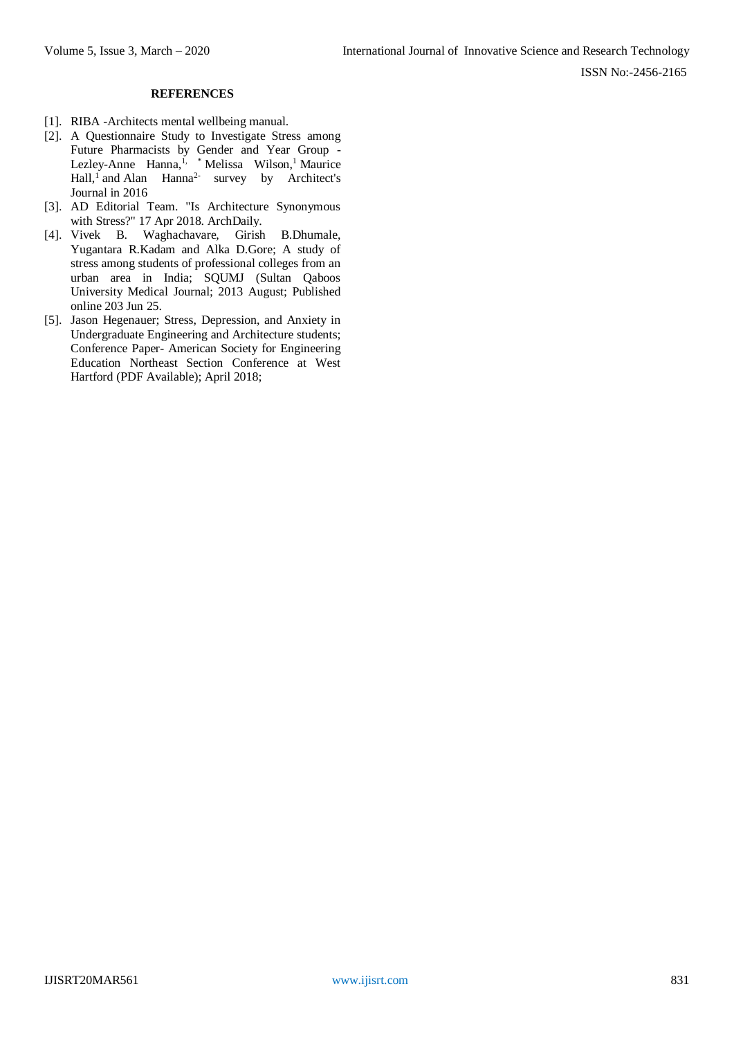## REFERENCES

[1]. RIBA -Architects mental wellbeing manual.

[2]. A Questionnaire Study to Investigate Stress among Future Pharmacists by Gender and Year Group - Lezley-Anne Hanna,[1, *] Melissa Wilson,[1] Maurice Hall,[1] and Alan Hanna[2-] survey by Architect's Journal in 2016

[3]. AD Editorial Team. "Is Architecture Synonymous with Stress?" 17 Apr 2018. ArchDaily.

[4]. Vivek B. Waghachavare, Girish B.Dhumale, Yugantara R.Kadam and Alka D.Gore; A study of stress among students of professional colleges from an urban area in India; SQUMJ (Sultan Qaboos University Medical Journal; 2013 August; Published online 203 Jun 25.

[5]. Jason Hegenauer; Stress, Depression, and Anxiety in Undergraduate Engineering and Architecture students; Conference Paper- American Society for Engineering Education Northeast Section Conference at West Hartford (PDF Available); April 2018;